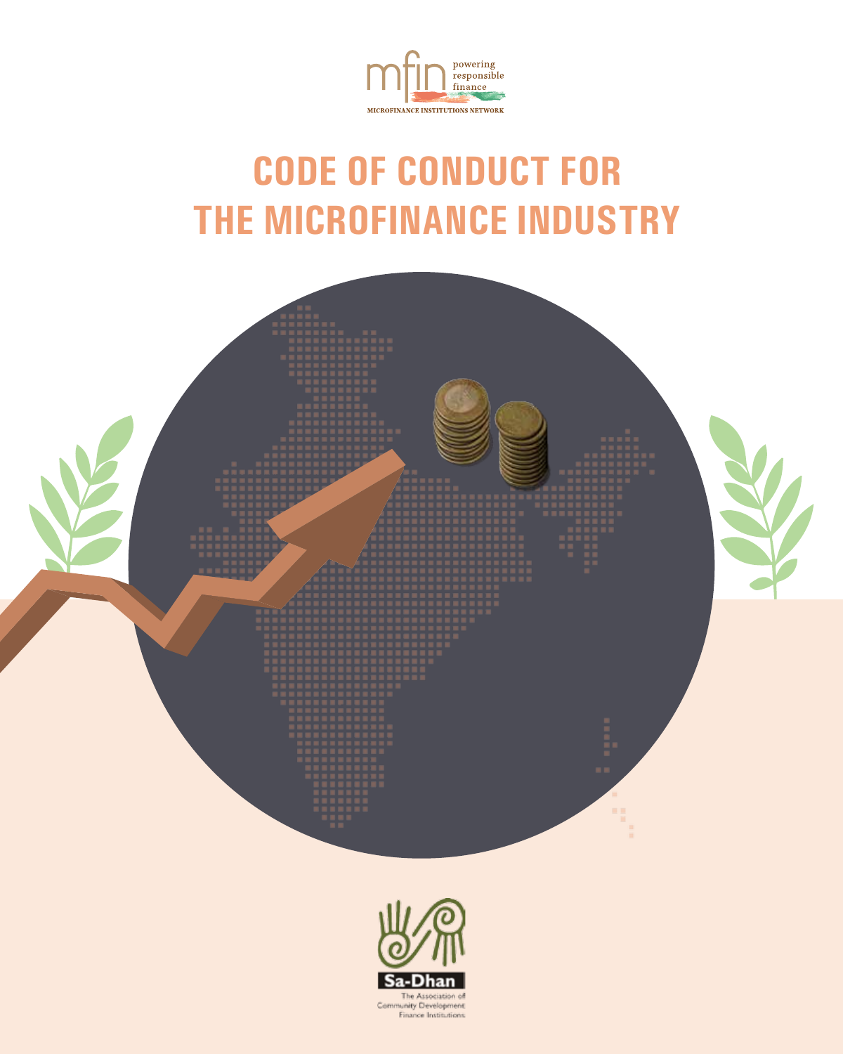mfin powering responsible finance

MICROFINANCE INSTITUTIONS NETWORK

# CODE OF CONDUCT FOR THE MICROFINANCE INDUSTRY

Sa-Dhan

The Association of Community Development Finance Institutions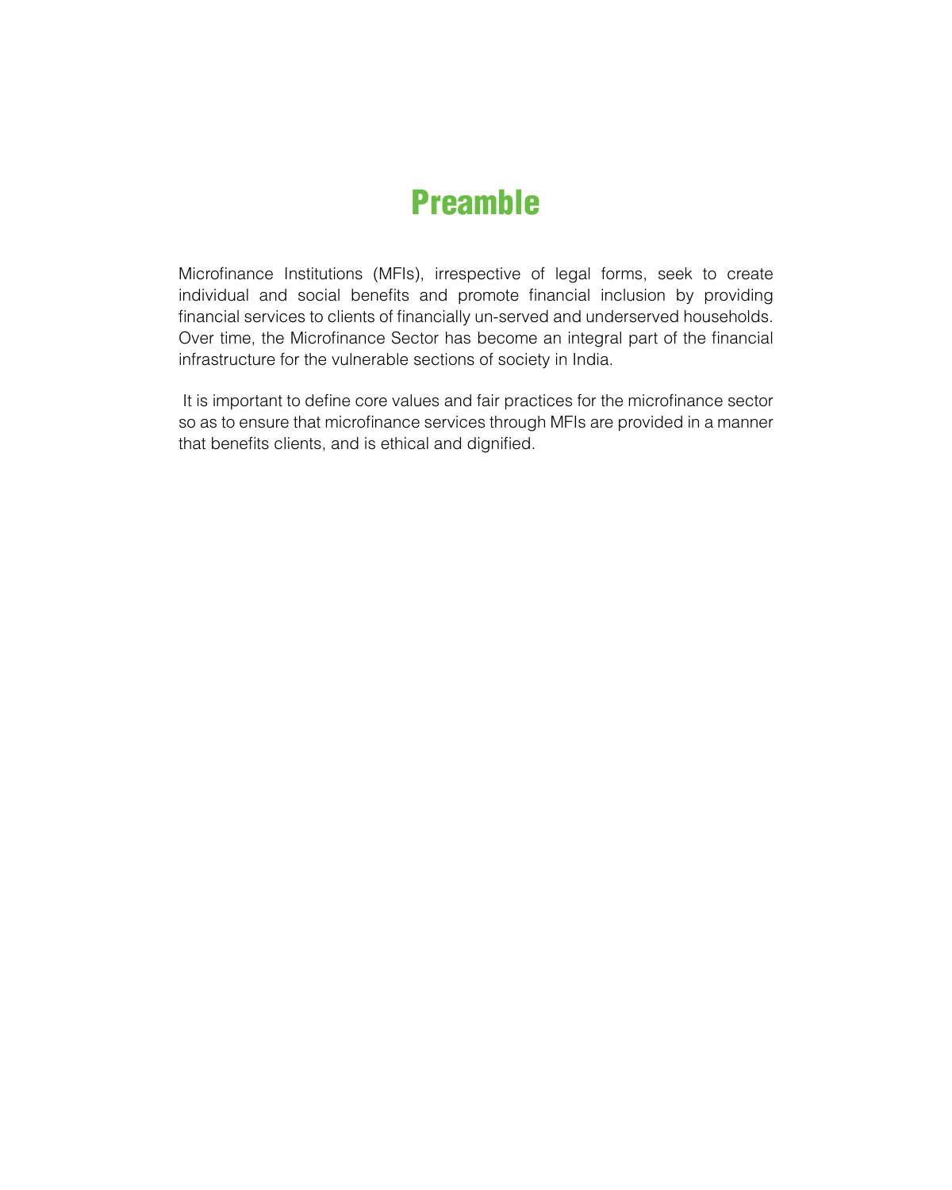# Preamble

Microfinance Institutions (MFIs), irrespective of legal forms, seek to create individual and social benefits and promote financial inclusion by providing financial services to clients of financially un-served and underserved households. Over time, the Microfinance Sector has become an integral part of the financial infrastructure for the vulnerable sections of society in India.

It is important to define core values and fair practices for the microfinance sector so as to ensure that microfinance services through MFIs are provided in a manner that benefits clients, and is ethical and dignified.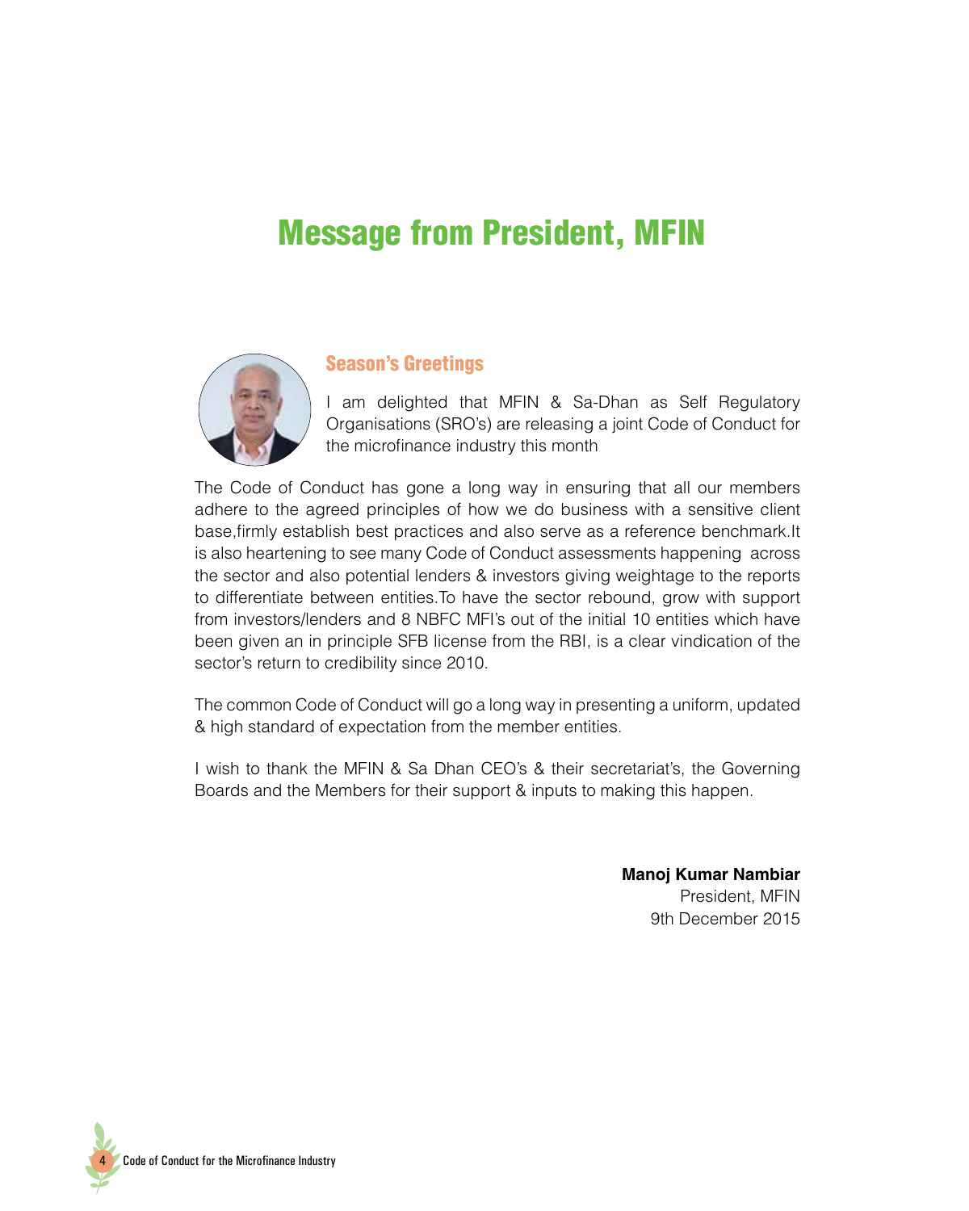# Message from President, MFIN

### Season's Greetings

I am delighted that MFIN & Sa-Dhan as Self Regulatory Organisations (SRO's) are releasing a joint Code of Conduct for the microfinance industry this month

The Code of Conduct has gone a long way in ensuring that all our members adhere to the agreed principles of how we do business with a sensitive client base,firmly establish best practices and also serve as a reference benchmark.It is also heartening to see many Code of Conduct assessments happening across the sector and also potential lenders & investors giving weightage to the reports to differentiate between entities.To have the sector rebound, grow with support from investors/lenders and 8 NBFC MFI's out of the initial 10 entities which have been given an in principle SFB license from the RBI, is a clear vindication of the sector's return to credibility since 2010.

The common Code of Conduct will go a long way in presenting a uniform, updated & high standard of expectation from the member entities.

I wish to thank the MFIN & Sa Dhan CEO's & their secretariat's, the Governing Boards and the Members for their support & inputs to making this happen.

**Manoj Kumar Nambiar**
President, MFIN
9th December 2015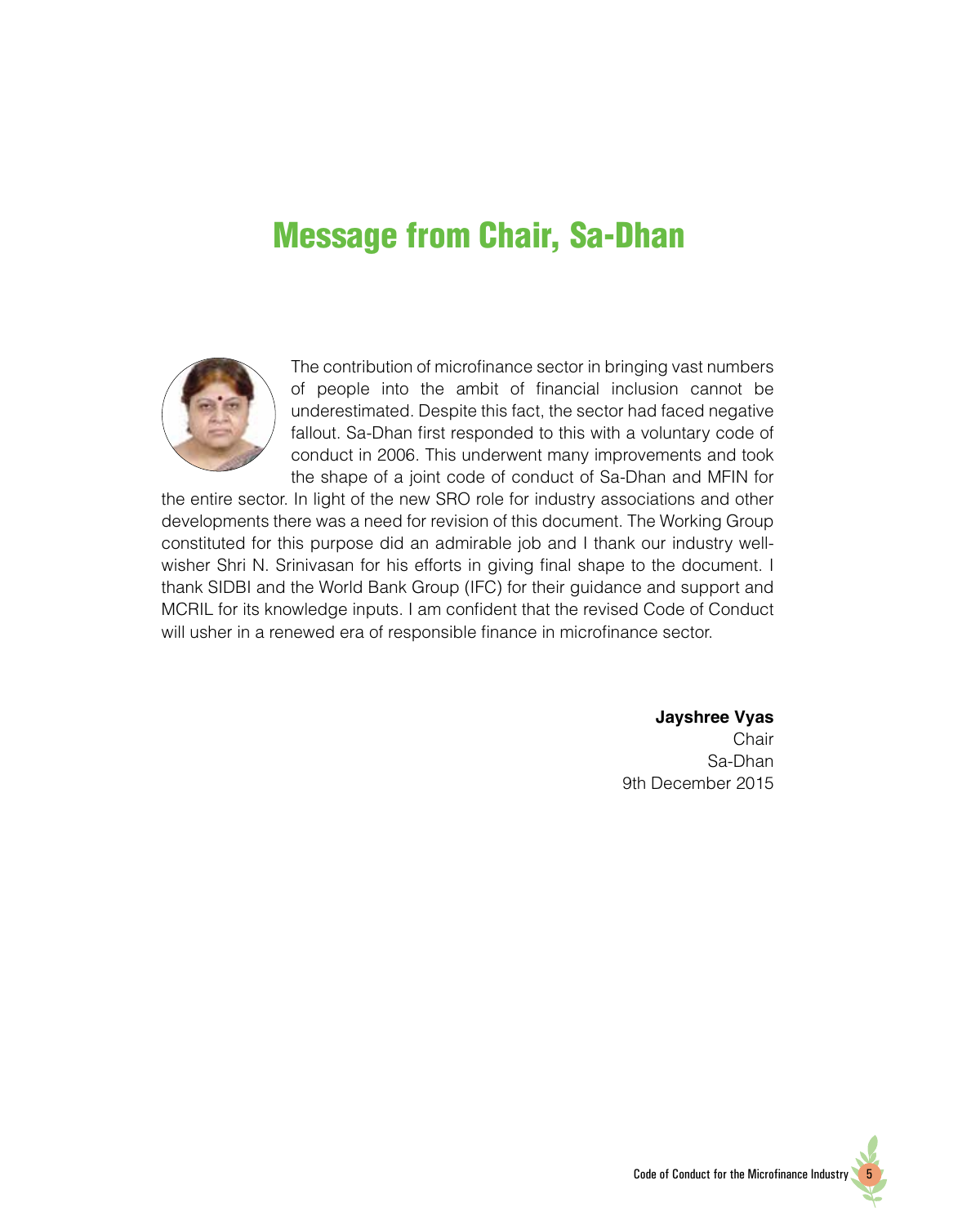# Message from Chair, Sa-Dhan

The contribution of microfinance sector in bringing vast numbers of people into the ambit of financial inclusion cannot be underestimated. Despite this fact, the sector had faced negative fallout. Sa-Dhan first responded to this with a voluntary code of conduct in 2006. This underwent many improvements and took the shape of a joint code of conduct of Sa-Dhan and MFIN for the entire sector. In light of the new SRO role for industry associations and other developments there was a need for revision of this document. The Working Group constituted for this purpose did an admirable job and I thank our industry well-wisher Shri N. Srinivasan for his efforts in giving final shape to the document. I thank SIDBI and the World Bank Group (IFC) for their guidance and support and MCRIL for its knowledge inputs. I am confident that the revised Code of Conduct will usher in a renewed era of responsible finance in microfinance sector.

**Jayshree Vyas**
Chair
Sa-Dhan
9th December 2015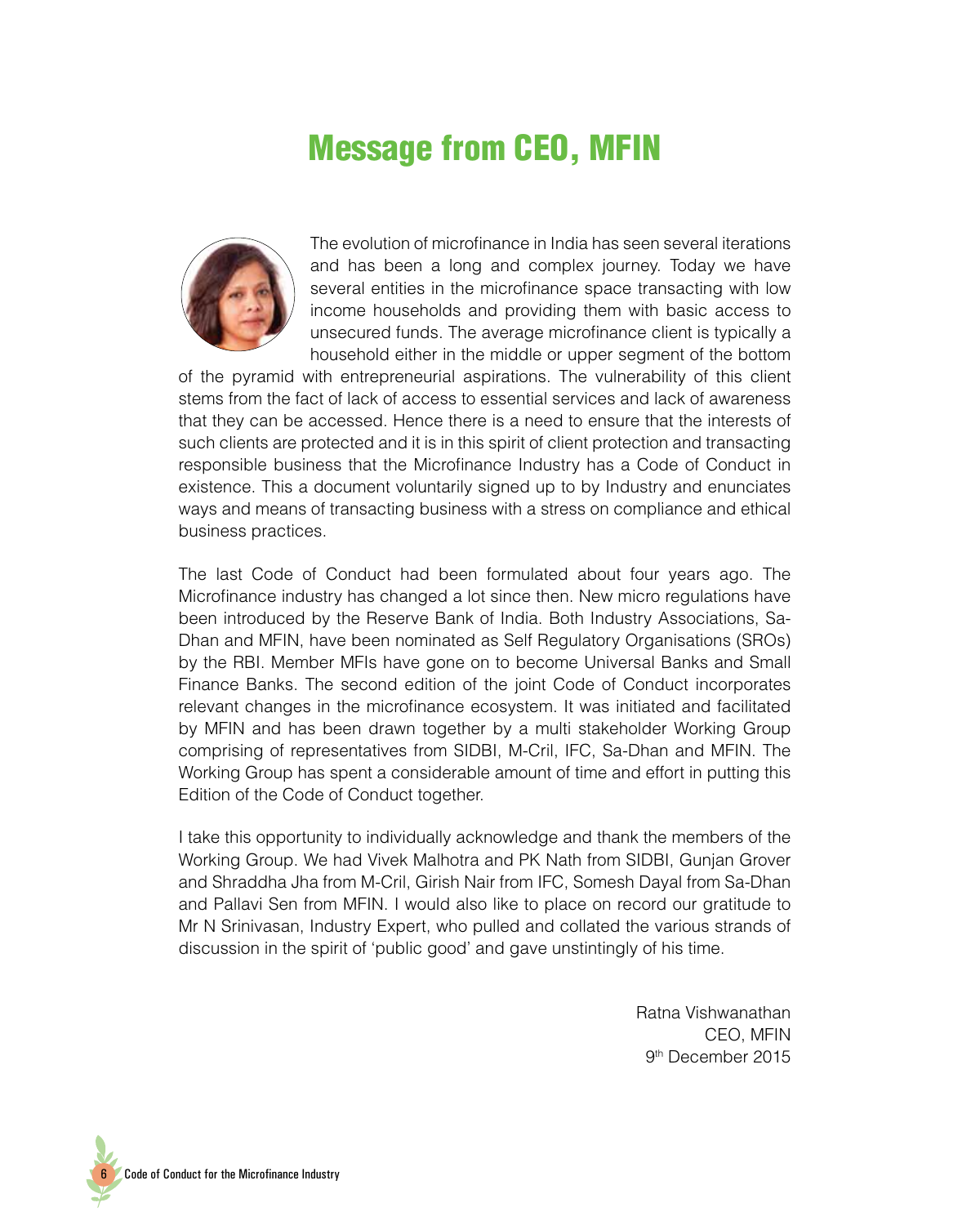# Message from CEO, MFIN

The evolution of microfinance in India has seen several iterations and has been a long and complex journey. Today we have several entities in the microfinance space transacting with low income households and providing them with basic access to unsecured funds. The average microfinance client is typically a household either in the middle or upper segment of the bottom of the pyramid with entrepreneurial aspirations. The vulnerability of this client stems from the fact of lack of access to essential services and lack of awareness that they can be accessed. Hence there is a need to ensure that the interests of such clients are protected and it is in this spirit of client protection and transacting responsible business that the Microfinance Industry has a Code of Conduct in existence. This a document voluntarily signed up to by Industry and enunciates ways and means of transacting business with a stress on compliance and ethical business practices.

The last Code of Conduct had been formulated about four years ago. The Microfinance industry has changed a lot since then. New micro regulations have been introduced by the Reserve Bank of India. Both Industry Associations, Sa-Dhan and MFIN, have been nominated as Self Regulatory Organisations (SROs) by the RBI. Member MFIs have gone on to become Universal Banks and Small Finance Banks. The second edition of the joint Code of Conduct incorporates relevant changes in the microfinance ecosystem. It was initiated and facilitated by MFIN and has been drawn together by a multi stakeholder Working Group comprising of representatives from SIDBI, M-Cril, IFC, Sa-Dhan and MFIN. The Working Group has spent a considerable amount of time and effort in putting this Edition of the Code of Conduct together.

I take this opportunity to individually acknowledge and thank the members of the Working Group. We had Vivek Malhotra and PK Nath from SIDBI, Gunjan Grover and Shraddha Jha from M-Cril, Girish Nair from IFC, Somesh Dayal from Sa-Dhan and Pallavi Sen from MFIN. I would also like to place on record our gratitude to Mr N Srinivasan, Industry Expert, who pulled and collated the various strands of discussion in the spirit of 'public good' and gave unstintingly of his time.

Ratna Vishwanathan
CEO, MFIN
9th December 2015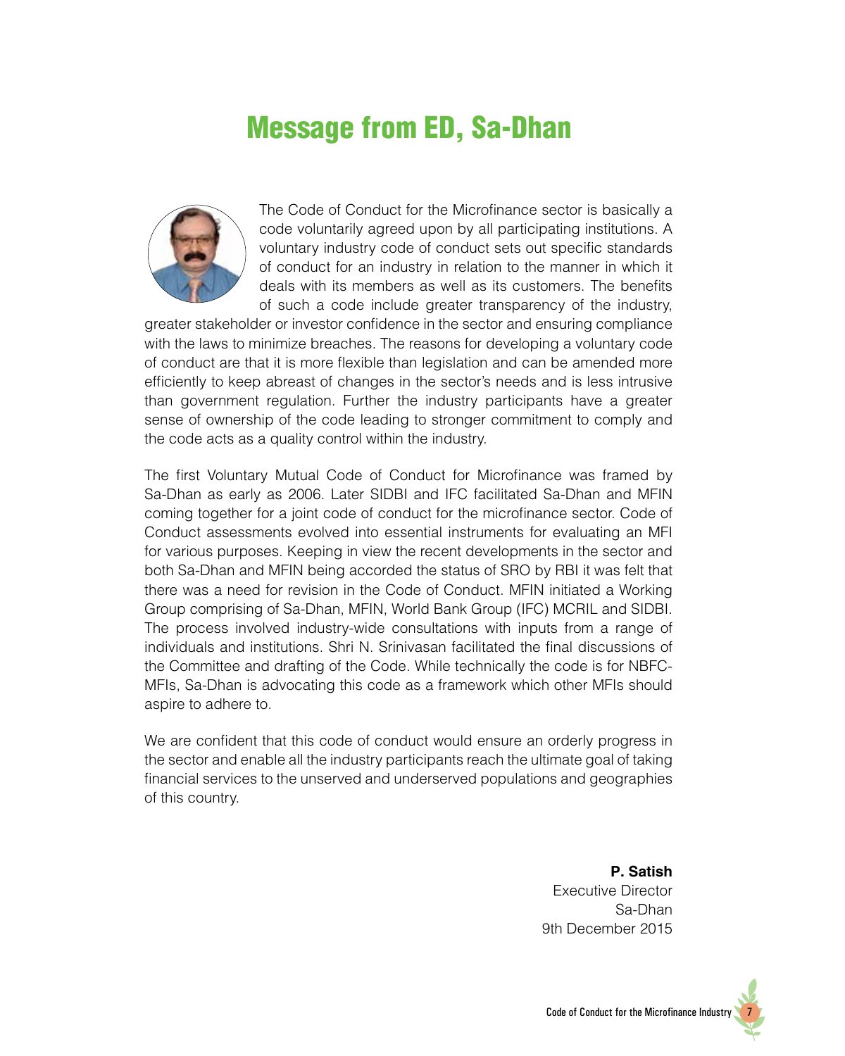# Message from ED, Sa-Dhan

The Code of Conduct for the Microfinance sector is basically a code voluntarily agreed upon by all participating institutions. A voluntary industry code of conduct sets out specific standards of conduct for an industry in relation to the manner in which it deals with its members as well as its customers. The benefits of such a code include greater transparency of the industry, greater stakeholder or investor confidence in the sector and ensuring compliance with the laws to minimize breaches. The reasons for developing a voluntary code of conduct are that it is more flexible than legislation and can be amended more efficiently to keep abreast of changes in the sector's needs and is less intrusive than government regulation. Further the industry participants have a greater sense of ownership of the code leading to stronger commitment to comply and the code acts as a quality control within the industry.

The first Voluntary Mutual Code of Conduct for Microfinance was framed by Sa-Dhan as early as 2006. Later SIDBI and IFC facilitated Sa-Dhan and MFIN coming together for a joint code of conduct for the microfinance sector. Code of Conduct assessments evolved into essential instruments for evaluating an MFI for various purposes. Keeping in view the recent developments in the sector and both Sa-Dhan and MFIN being accorded the status of SRO by RBI it was felt that there was a need for revision in the Code of Conduct. MFIN initiated a Working Group comprising of Sa-Dhan, MFIN, World Bank Group (IFC) MCRIL and SIDBI. The process involved industry-wide consultations with inputs from a range of individuals and institutions. Shri N. Srinivasan facilitated the final discussions of the Committee and drafting of the Code. While technically the code is for NBFC-MFIs, Sa-Dhan is advocating this code as a framework which other MFIs should aspire to adhere to.

We are confident that this code of conduct would ensure an orderly progress in the sector and enable all the industry participants reach the ultimate goal of taking financial services to the unserved and underserved populations and geographies of this country.

**P. Satish**
Executive Director
Sa-Dhan
9th December 2015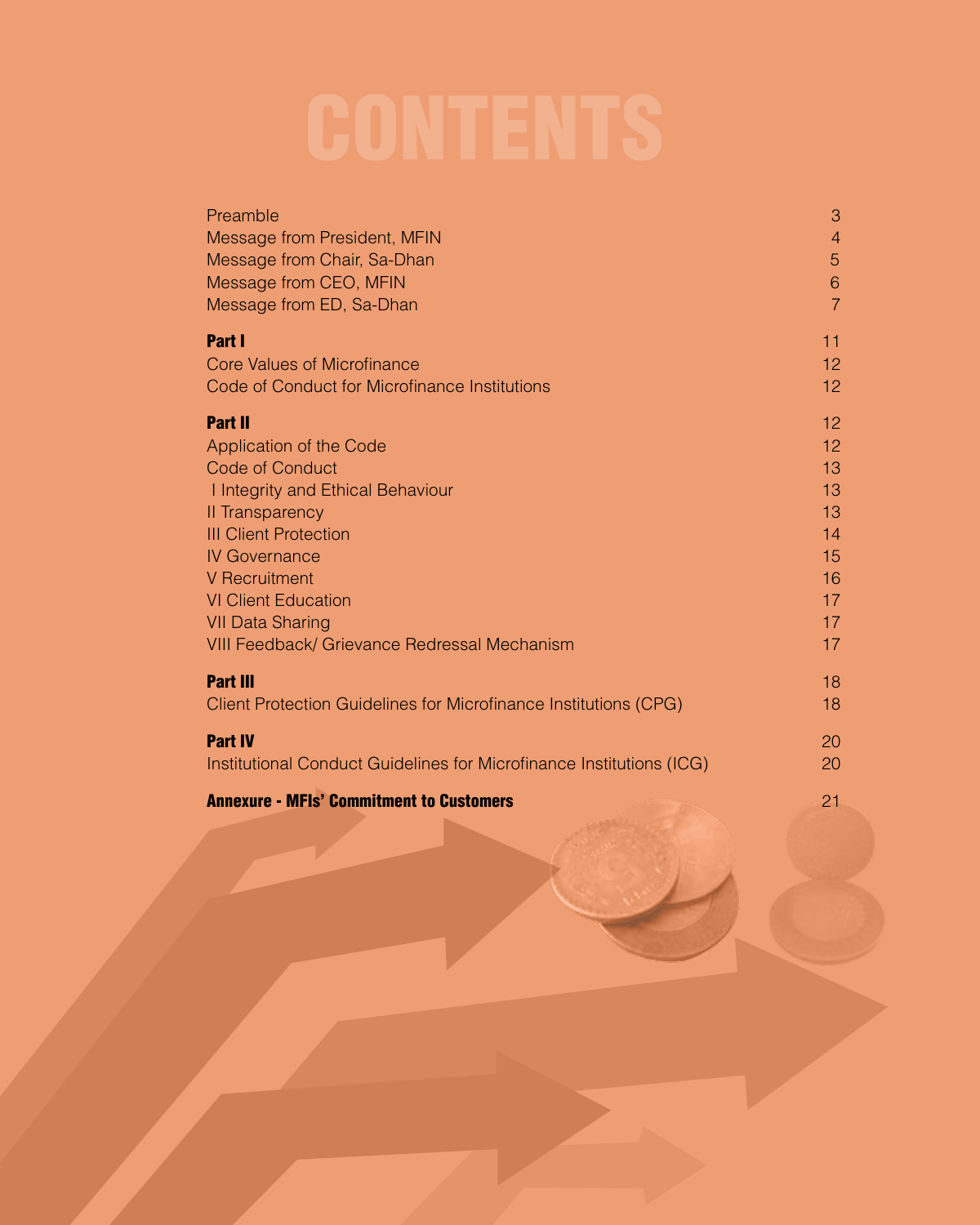# CONTENTS

| | |
|---|---|
| Preamble | 3 |
| Message from President, MFIN | 4 |
| Message from Chair, Sa-Dhan | 5 |
| Message from CEO, MFIN | 6 |
| Message from ED, Sa-Dhan | 7 |
| **Part I** | 11 |
| Core Values of Microfinance | 12 |
| Code of Conduct for Microfinance Institutions | 12 |
| **Part II** | 12 |
| Application of the Code | 12 |
| Code of Conduct | 13 |
| I Integrity and Ethical Behaviour | 13 |
| II Transparency | 13 |
| III Client Protection | 14 |
| IV Governance | 15 |
| V Recruitment | 16 |
| VI Client Education | 17 |
| VII Data Sharing | 17 |
| VIII Feedback/ Grievance Redressal Mechanism | 17 |
| **Part III** | 18 |
| Client Protection Guidelines for Microfinance Institutions (CPG) | 18 |
| **Part IV** | 20 |
| Institutional Conduct Guidelines for Microfinance Institutions (ICG) | 20 |
| **Annexure - MFIs' Commitment to Customers** | 21 |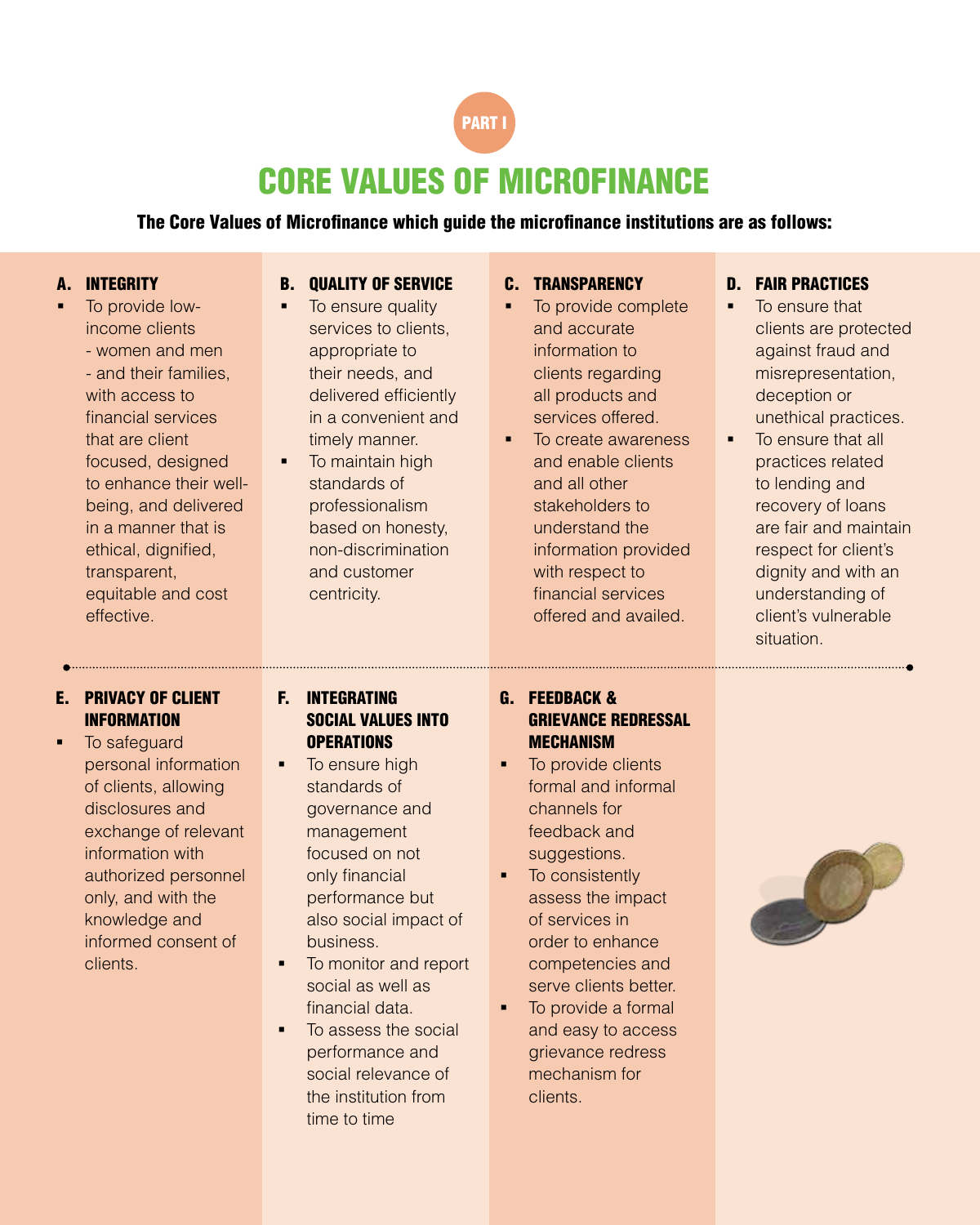PART I

# CORE VALUES OF MICROFINANCE

**The Core Values of Microfinance which guide the microfinance institutions are as follows:**

### A. INTEGRITY

- To provide low-income clients - women and men - and their families, with access to financial services that are client focused, designed to enhance their well-being, and delivered in a manner that is ethical, dignified, transparent, equitable and cost effective.

### B. QUALITY OF SERVICE

- To ensure quality services to clients, appropriate to their needs, and delivered efficiently in a convenient and timely manner.
- To maintain high standards of professionalism based on honesty, non-discrimination and customer centricity.

### C. TRANSPARENCY

- To provide complete and accurate information to clients regarding all products and services offered.
- To create awareness and enable clients and all other stakeholders to understand the information provided with respect to financial services offered and availed.

### D. FAIR PRACTICES

- To ensure that clients are protected against fraud and misrepresentation, deception or unethical practices.
- To ensure that all practices related to lending and recovery of loans are fair and maintain respect for client's dignity and with an understanding of client's vulnerable situation.

### E. PRIVACY OF CLIENT INFORMATION

- To safeguard personal information of clients, allowing disclosures and exchange of relevant information with authorized personnel only, and with the knowledge and informed consent of clients.

### F. INTEGRATING SOCIAL VALUES INTO OPERATIONS

- To ensure high standards of governance and management focused on not only financial performance but also social impact of business.
- To monitor and report social as well as financial data.
- To assess the social performance and social relevance of the institution from time to time

### G. FEEDBACK & GRIEVANCE REDRESSAL MECHANISM

- To provide clients formal and informal channels for feedback and suggestions.
- To consistently assess the impact of services in order to enhance competencies and serve clients better.
- To provide a formal and easy to access grievance redress mechanism for clients.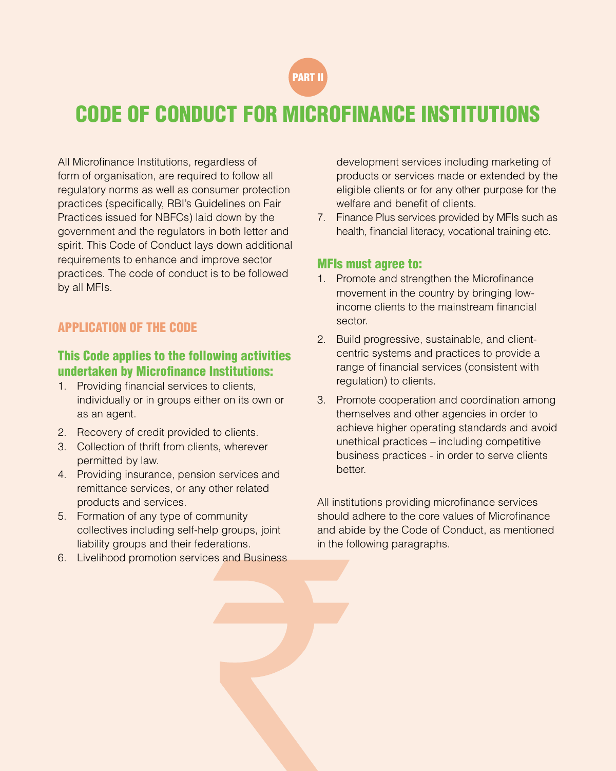PART II

# CODE OF CONDUCT FOR MICROFINANCE INSTITUTIONS

All Microfinance Institutions, regardless of form of organisation, are required to follow all regulatory norms as well as consumer protection practices (specifically, RBI's Guidelines on Fair Practices issued for NBFCs) laid down by the government and the regulators in both letter and spirit. This Code of Conduct lays down additional requirements to enhance and improve sector practices. The code of conduct is to be followed by all MFIs.

## APPLICATION OF THE CODE

### This Code applies to the following activities undertaken by Microfinance Institutions:

1. Providing financial services to clients, individually or in groups either on its own or as an agent.
2. Recovery of credit provided to clients.
3. Collection of thrift from clients, wherever permitted by law.
4. Providing insurance, pension services and remittance services, or any other related products and services.
5. Formation of any type of community collectives including self-help groups, joint liability groups and their federations.
6. Livelihood promotion services and Business development services including marketing of products or services made or extended by the eligible clients or for any other purpose for the welfare and benefit of clients.
7. Finance Plus services provided by MFIs such as health, financial literacy, vocational training etc.

### MFIs must agree to:

1. Promote and strengthen the Microfinance movement in the country by bringing low-income clients to the mainstream financial sector.
2. Build progressive, sustainable, and client-centric systems and practices to provide a range of financial services (consistent with regulation) to clients.
3. Promote cooperation and coordination among themselves and other agencies in order to achieve higher operating standards and avoid unethical practices – including competitive business practices - in order to serve clients better.

All institutions providing microfinance services should adhere to the core values of Microfinance and abide by the Code of Conduct, as mentioned in the following paragraphs.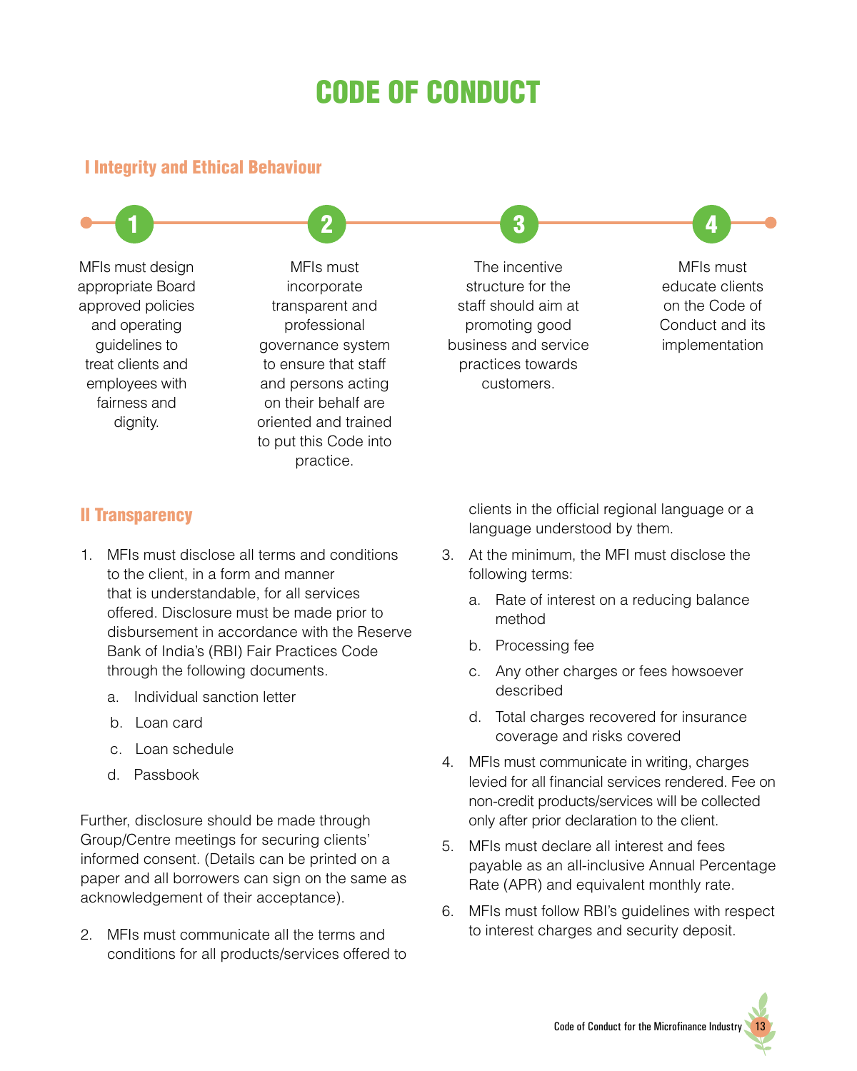# CODE OF CONDUCT

## I Integrity and Ethical Behaviour

1. MFIs must design appropriate Board approved policies and operating guidelines to treat clients and employees with fairness and dignity.
2. MFIs must incorporate transparent and professional governance system to ensure that staff and persons acting on their behalf are oriented and trained to put this Code into practice.
3. The incentive structure for the staff should aim at promoting good business and service practices towards customers.
4. MFIs must educate clients on the Code of Conduct and its implementation

## II Transparency

1. MFIs must disclose all terms and conditions to the client, in a form and manner that is understandable, for all services offered. Disclosure must be made prior to disbursement in accordance with the Reserve Bank of India's (RBI) Fair Practices Code through the following documents.
   a. Individual sanction letter
   b. Loan card
   c. Loan schedule
   d. Passbook

Further, disclosure should be made through Group/Centre meetings for securing clients' informed consent. (Details can be printed on a paper and all borrowers can sign on the same as acknowledgement of their acceptance).

2. MFIs must communicate all the terms and conditions for all products/services offered to clients in the official regional language or a language understood by them.
3. At the minimum, the MFI must disclose the following terms:
   a. Rate of interest on a reducing balance method
   b. Processing fee
   c. Any other charges or fees howsoever described
   d. Total charges recovered for insurance coverage and risks covered
4. MFIs must communicate in writing, charges levied for all financial services rendered. Fee on non-credit products/services will be collected only after prior declaration to the client.
5. MFIs must declare all interest and fees payable as an all-inclusive Annual Percentage Rate (APR) and equivalent monthly rate.
6. MFIs must follow RBI's guidelines with respect to interest charges and security deposit.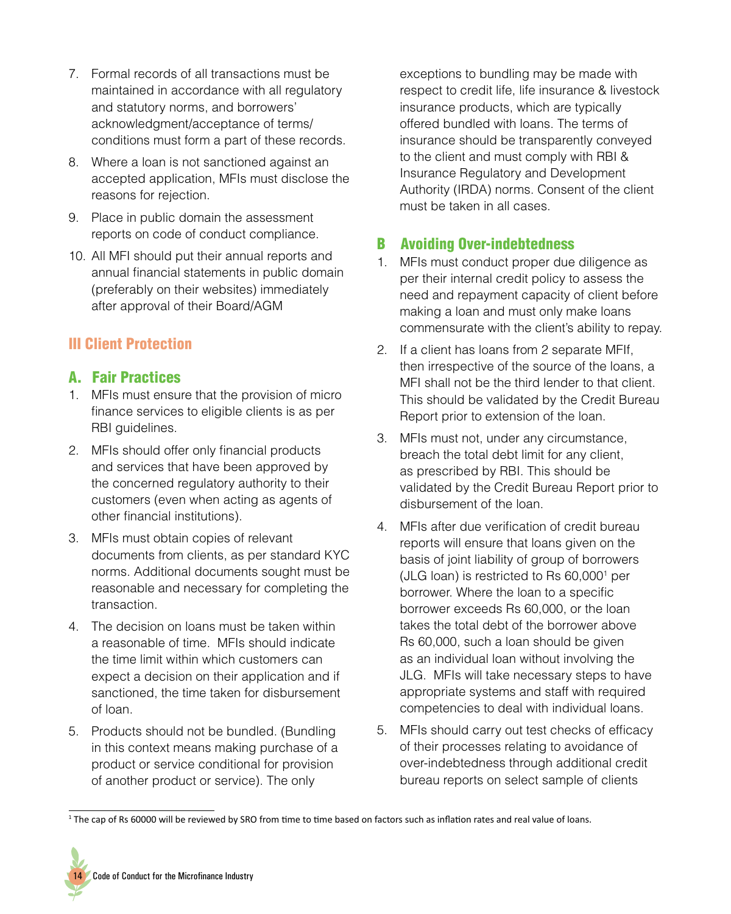7. Formal records of all transactions must be maintained in accordance with all regulatory and statutory norms, and borrowers' acknowledgment/acceptance of terms/ conditions must form a part of these records.
8. Where a loan is not sanctioned against an accepted application, MFIs must disclose the reasons for rejection.
9. Place in public domain the assessment reports on code of conduct compliance.
10. All MFI should put their annual reports and annual financial statements in public domain (preferably on their websites) immediately after approval of their Board/AGM

## III Client Protection

### A. Fair Practices

1. MFIs must ensure that the provision of micro finance services to eligible clients is as per RBI guidelines.
2. MFIs should offer only financial products and services that have been approved by the concerned regulatory authority to their customers (even when acting as agents of other financial institutions).
3. MFIs must obtain copies of relevant documents from clients, as per standard KYC norms. Additional documents sought must be reasonable and necessary for completing the transaction.
4. The decision on loans must be taken within a reasonable of time. MFIs should indicate the time limit within which customers can expect a decision on their application and if sanctioned, the time taken for disbursement of loan.
5. Products should not be bundled. (Bundling in this context means making purchase of a product or service conditional for provision of another product or service). The only exceptions to bundling may be made with respect to credit life, life insurance & livestock insurance products, which are typically offered bundled with loans. The terms of insurance should be transparently conveyed to the client and must comply with RBI & Insurance Regulatory and Development Authority (IRDA) norms. Consent of the client must be taken in all cases.

### B Avoiding Over-indebtedness

1. MFIs must conduct proper due diligence as per their internal credit policy to assess the need and repayment capacity of client before making a loan and must only make loans commensurate with the client's ability to repay.
2. If a client has loans from 2 separate MFIf, then irrespective of the source of the loans, a MFI shall not be the third lender to that client. This should be validated by the Credit Bureau Report prior to extension of the loan.
3. MFIs must not, under any circumstance, breach the total debt limit for any client, as prescribed by RBI. This should be validated by the Credit Bureau Report prior to disbursement of the loan.
4. MFIs after due verification of credit bureau reports will ensure that loans given on the basis of joint liability of group of borrowers (JLG loan) is restricted to Rs 60,000[1] per borrower. Where the loan to a specific borrower exceeds Rs 60,000, or the loan takes the total debt of the borrower above Rs 60,000, such a loan should be given as an individual loan without involving the JLG. MFIs will take necessary steps to have appropriate systems and staff with required competencies to deal with individual loans.
5. MFIs should carry out test checks of efficacy of their processes relating to avoidance of over-indebtedness through additional credit bureau reports on select sample of clients

[1] The cap of Rs 60000 will be reviewed by SRO from time to time based on factors such as inflation rates and real value of loans.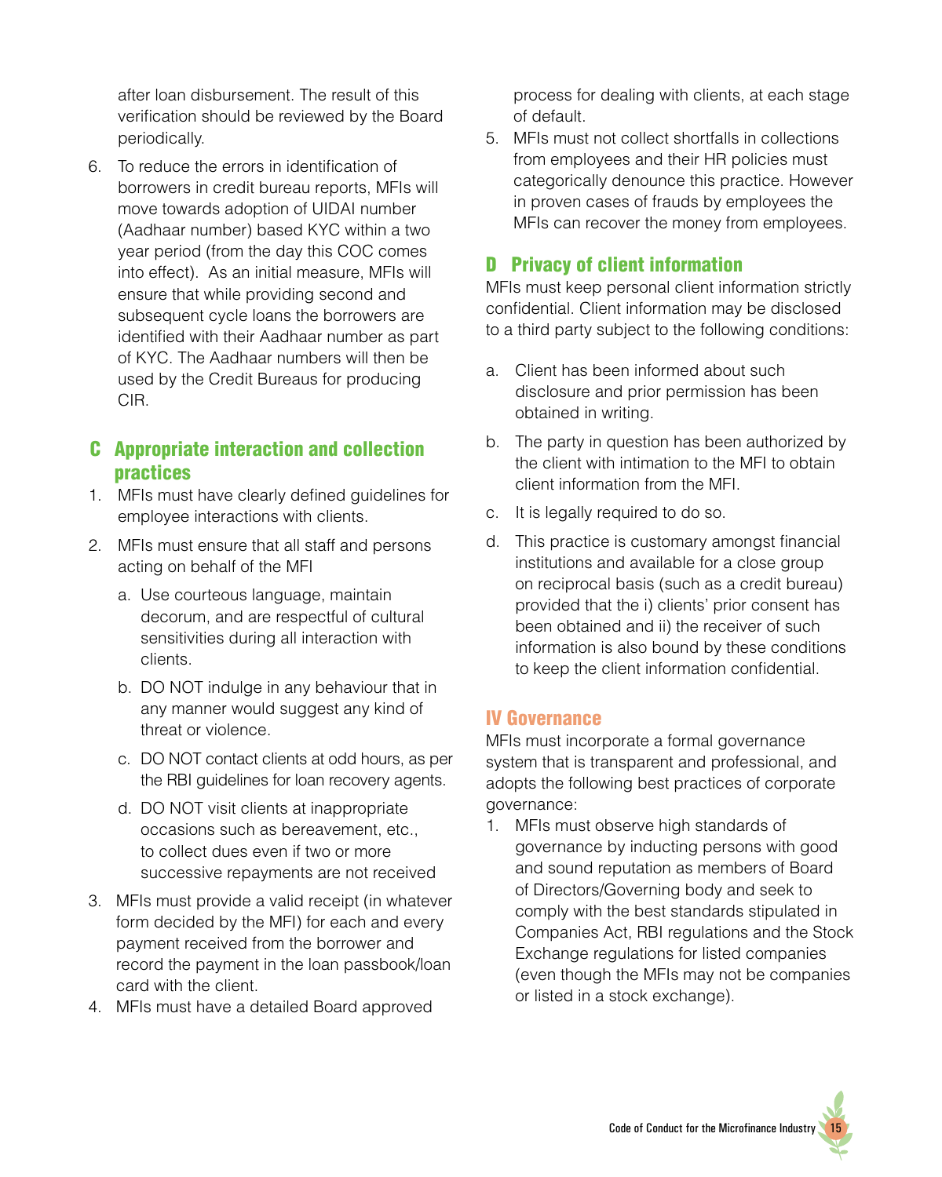after loan disbursement. The result of this verification should be reviewed by the Board periodically.

6. To reduce the errors in identification of borrowers in credit bureau reports, MFIs will move towards adoption of UIDAI number (Aadhaar number) based KYC within a two year period (from the day this COC comes into effect). As an initial measure, MFIs will ensure that while providing second and subsequent cycle loans the borrowers are identified with their Aadhaar number as part of KYC. The Aadhaar numbers will then be used by the Credit Bureaus for producing CIR.

## C Appropriate interaction and collection practices

1. MFIs must have clearly defined guidelines for employee interactions with clients.
2. MFIs must ensure that all staff and persons acting on behalf of the MFI
   a. Use courteous language, maintain decorum, and are respectful of cultural sensitivities during all interaction with clients.
   b. DO NOT indulge in any behaviour that in any manner would suggest any kind of threat or violence.
   c. DO NOT contact clients at odd hours, as per the RBI guidelines for loan recovery agents.
   d. DO NOT visit clients at inappropriate occasions such as bereavement, etc., to collect dues even if two or more successive repayments are not received
3. MFIs must provide a valid receipt (in whatever form decided by the MFI) for each and every payment received from the borrower and record the payment in the loan passbook/loan card with the client.
4. MFIs must have a detailed Board approved process for dealing with clients, at each stage of default.
5. MFIs must not collect shortfalls in collections from employees and their HR policies must categorically denounce this practice. However in proven cases of frauds by employees the MFIs can recover the money from employees.

## D Privacy of client information

MFIs must keep personal client information strictly confidential. Client information may be disclosed to a third party subject to the following conditions:

a. Client has been informed about such disclosure and prior permission has been obtained in writing.

b. The party in question has been authorized by the client with intimation to the MFI to obtain client information from the MFI.

c. It is legally required to do so.

d. This practice is customary amongst financial institutions and available for a close group on reciprocal basis (such as a credit bureau) provided that the i) clients' prior consent has been obtained and ii) the receiver of such information is also bound by these conditions to keep the client information confidential.

# IV Governance

MFIs must incorporate a formal governance system that is transparent and professional, and adopts the following best practices of corporate governance:

1. MFIs must observe high standards of governance by inducting persons with good and sound reputation as members of Board of Directors/Governing body and seek to comply with the best standards stipulated in Companies Act, RBI regulations and the Stock Exchange regulations for listed companies (even though the MFIs may not be companies or listed in a stock exchange).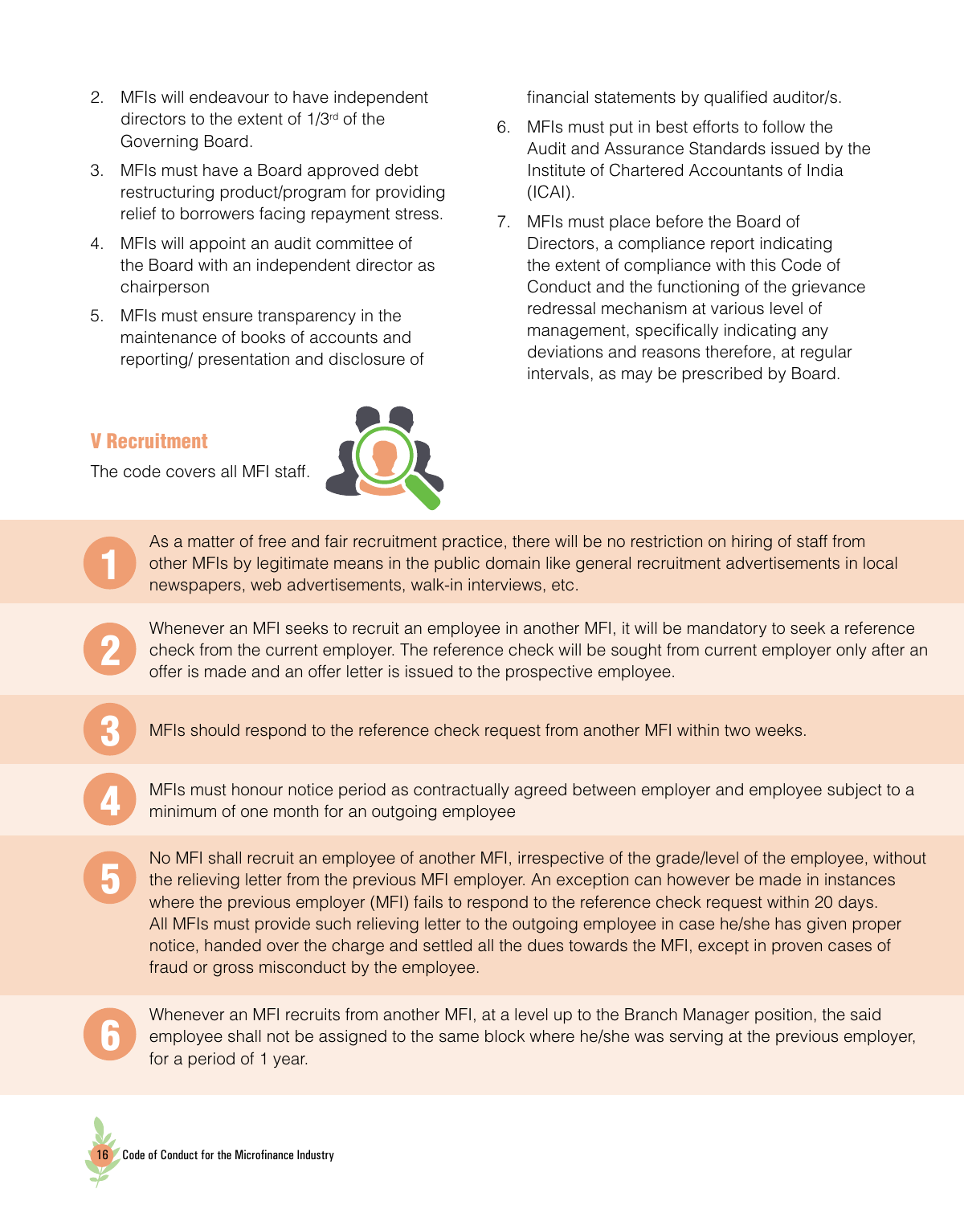2. MFIs will endeavour to have independent directors to the extent of 1/3rd of the Governing Board.
3. MFIs must have a Board approved debt restructuring product/program for providing relief to borrowers facing repayment stress.
4. MFIs will appoint an audit committee of the Board with an independent director as chairperson
5. MFIs must ensure transparency in the maintenance of books of accounts and reporting/ presentation and disclosure of financial statements by qualified auditor/s.
6. MFIs must put in best efforts to follow the Audit and Assurance Standards issued by the Institute of Chartered Accountants of India (ICAI).
7. MFIs must place before the Board of Directors, a compliance report indicating the extent of compliance with this Code of Conduct and the functioning of the grievance redressal mechanism at various level of management, specifically indicating any deviations and reasons therefore, at regular intervals, as may be prescribed by Board.

## V Recruitment

The code covers all MFI staff.

1. As a matter of free and fair recruitment practice, there will be no restriction on hiring of staff from other MFIs by legitimate means in the public domain like general recruitment advertisements in local newspapers, web advertisements, walk-in interviews, etc.
2. Whenever an MFI seeks to recruit an employee in another MFI, it will be mandatory to seek a reference check from the current employer. The reference check will be sought from current employer only after an offer is made and an offer letter is issued to the prospective employee.
3. MFIs should respond to the reference check request from another MFI within two weeks.
4. MFIs must honour notice period as contractually agreed between employer and employee subject to a minimum of one month for an outgoing employee
5. No MFI shall recruit an employee of another MFI, irrespective of the grade/level of the employee, without the relieving letter from the previous MFI employer. An exception can however be made in instances where the previous employer (MFI) fails to respond to the reference check request within 20 days. All MFIs must provide such relieving letter to the outgoing employee in case he/she has given proper notice, handed over the charge and settled all the dues towards the MFI, except in proven cases of fraud or gross misconduct by the employee.
6. Whenever an MFI recruits from another MFI, at a level up to the Branch Manager position, the said employee shall not be assigned to the same block where he/she was serving at the previous employer, for a period of 1 year.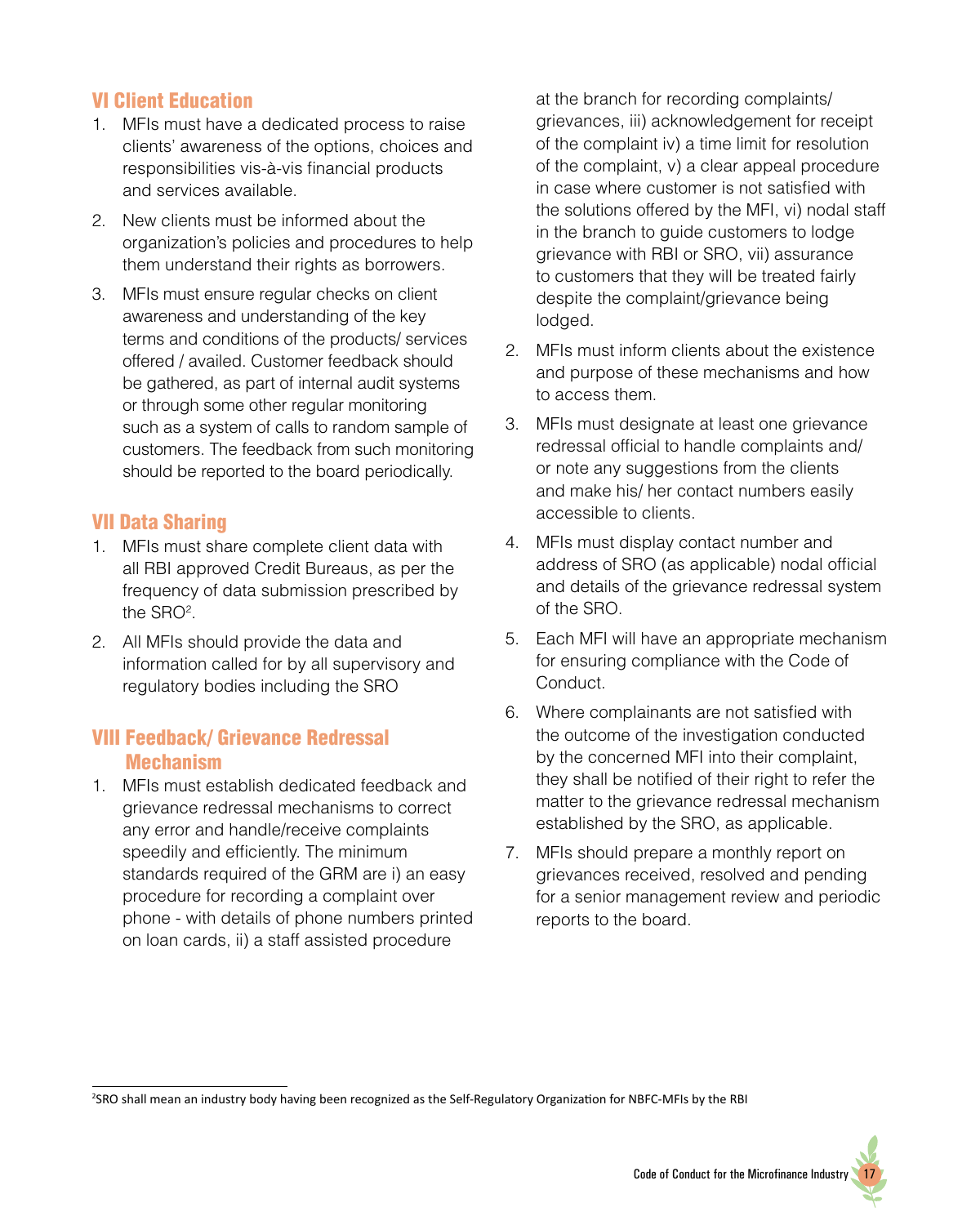## VI Client Education

1. MFIs must have a dedicated process to raise clients' awareness of the options, choices and responsibilities vis-à-vis financial products and services available.
2. New clients must be informed about the organization's policies and procedures to help them understand their rights as borrowers.
3. MFIs must ensure regular checks on client awareness and understanding of the key terms and conditions of the products/ services offered / availed. Customer feedback should be gathered, as part of internal audit systems or through some other regular monitoring such as a system of calls to random sample of customers. The feedback from such monitoring should be reported to the board periodically.

## VII Data Sharing

1. MFIs must share complete client data with all RBI approved Credit Bureaus, as per the frequency of data submission prescribed by the SRO[2].
2. All MFIs should provide the data and information called for by all supervisory and regulatory bodies including the SRO

## VIII Feedback/ Grievance Redressal Mechanism

1. MFIs must establish dedicated feedback and grievance redressal mechanisms to correct any error and handle/receive complaints speedily and efficiently. The minimum standards required of the GRM are i) an easy procedure for recording a complaint over phone - with details of phone numbers printed on loan cards, ii) a staff assisted procedure at the branch for recording complaints/ grievances, iii) acknowledgement for receipt of the complaint iv) a time limit for resolution of the complaint, v) a clear appeal procedure in case where customer is not satisfied with the solutions offered by the MFI, vi) nodal staff in the branch to guide customers to lodge grievance with RBI or SRO, vii) assurance to customers that they will be treated fairly despite the complaint/grievance being lodged.
2. MFIs must inform clients about the existence and purpose of these mechanisms and how to access them.
3. MFIs must designate at least one grievance redressal official to handle complaints and/ or note any suggestions from the clients and make his/ her contact numbers easily accessible to clients.
4. MFIs must display contact number and address of SRO (as applicable) nodal official and details of the grievance redressal system of the SRO.
5. Each MFI will have an appropriate mechanism for ensuring compliance with the Code of Conduct.
6. Where complainants are not satisfied with the outcome of the investigation conducted by the concerned MFI into their complaint, they shall be notified of their right to refer the matter to the grievance redressal mechanism established by the SRO, as applicable.
7. MFIs should prepare a monthly report on grievances received, resolved and pending for a senior management review and periodic reports to the board.

---

[2] SRO shall mean an industry body having been recognized as the Self-Regulatory Organization for NBFC-MFIs by the RBI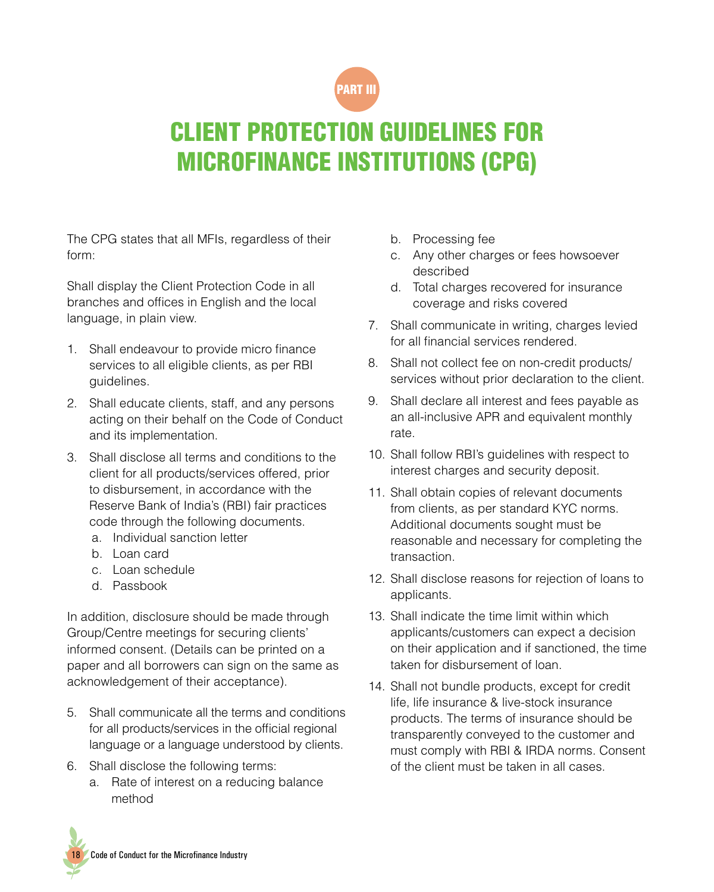PART III

# CLIENT PROTECTION GUIDELINES FOR MICROFINANCE INSTITUTIONS (CPG)

The CPG states that all MFIs, regardless of their form:

Shall display the Client Protection Code in all branches and offices in English and the local language, in plain view.

1. Shall endeavour to provide micro finance services to all eligible clients, as per RBI guidelines.
2. Shall educate clients, staff, and any persons acting on their behalf on the Code of Conduct and its implementation.
3. Shall disclose all terms and conditions to the client for all products/services offered, prior to disbursement, in accordance with the Reserve Bank of India's (RBI) fair practices code through the following documents.
   a. Individual sanction letter
   b. Loan card
   c. Loan schedule
   d. Passbook

In addition, disclosure should be made through Group/Centre meetings for securing clients' informed consent. (Details can be printed on a paper and all borrowers can sign on the same as acknowledgement of their acceptance).

5. Shall communicate all the terms and conditions for all products/services in the official regional language or a language understood by clients.
6. Shall disclose the following terms:
   a. Rate of interest on a reducing balance method
   b. Processing fee
   c. Any other charges or fees howsoever described
   d. Total charges recovered for insurance coverage and risks covered
7. Shall communicate in writing, charges levied for all financial services rendered.
8. Shall not collect fee on non-credit products/ services without prior declaration to the client.
9. Shall declare all interest and fees payable as an all-inclusive APR and equivalent monthly rate.
10. Shall follow RBI's guidelines with respect to interest charges and security deposit.
11. Shall obtain copies of relevant documents from clients, as per standard KYC norms. Additional documents sought must be reasonable and necessary for completing the transaction.
12. Shall disclose reasons for rejection of loans to applicants.
13. Shall indicate the time limit within which applicants/customers can expect a decision on their application and if sanctioned, the time taken for disbursement of loan.
14. Shall not bundle products, except for credit life, life insurance & live-stock insurance products. The terms of insurance should be transparently conveyed to the customer and must comply with RBI & IRDA norms. Consent of the client must be taken in all cases.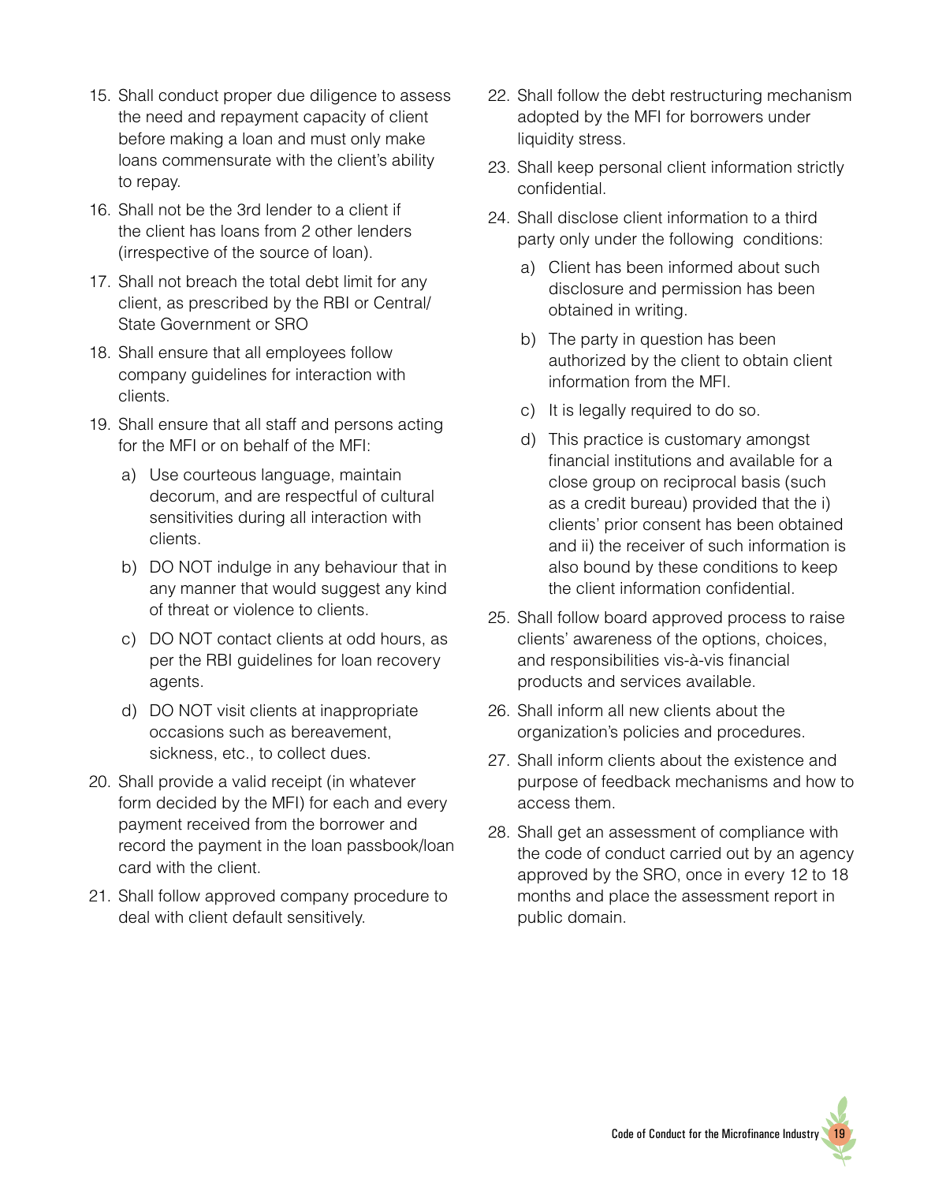15. Shall conduct proper due diligence to assess the need and repayment capacity of client before making a loan and must only make loans commensurate with the client's ability to repay.
16. Shall not be the 3rd lender to a client if the client has loans from 2 other lenders (irrespective of the source of loan).
17. Shall not breach the total debt limit for any client, as prescribed by the RBI or Central/ State Government or SRO
18. Shall ensure that all employees follow company guidelines for interaction with clients.
19. Shall ensure that all staff and persons acting for the MFI or on behalf of the MFI:
    a) Use courteous language, maintain decorum, and are respectful of cultural sensitivities during all interaction with clients.
    b) DO NOT indulge in any behaviour that in any manner that would suggest any kind of threat or violence to clients.
    c) DO NOT contact clients at odd hours, as per the RBI guidelines for loan recovery agents.
    d) DO NOT visit clients at inappropriate occasions such as bereavement, sickness, etc., to collect dues.
20. Shall provide a valid receipt (in whatever form decided by the MFI) for each and every payment received from the borrower and record the payment in the loan passbook/loan card with the client.
21. Shall follow approved company procedure to deal with client default sensitively.
22. Shall follow the debt restructuring mechanism adopted by the MFI for borrowers under liquidity stress.
23. Shall keep personal client information strictly confidential.
24. Shall disclose client information to a third party only under the following conditions:
    a) Client has been informed about such disclosure and permission has been obtained in writing.
    b) The party in question has been authorized by the client to obtain client information from the MFI.
    c) It is legally required to do so.
    d) This practice is customary amongst financial institutions and available for a close group on reciprocal basis (such as a credit bureau) provided that the i) clients' prior consent has been obtained and ii) the receiver of such information is also bound by these conditions to keep the client information confidential.
25. Shall follow board approved process to raise clients' awareness of the options, choices, and responsibilities vis-à-vis financial products and services available.
26. Shall inform all new clients about the organization's policies and procedures.
27. Shall inform clients about the existence and purpose of feedback mechanisms and how to access them.
28. Shall get an assessment of compliance with the code of conduct carried out by an agency approved by the SRO, once in every 12 to 18 months and place the assessment report in public domain.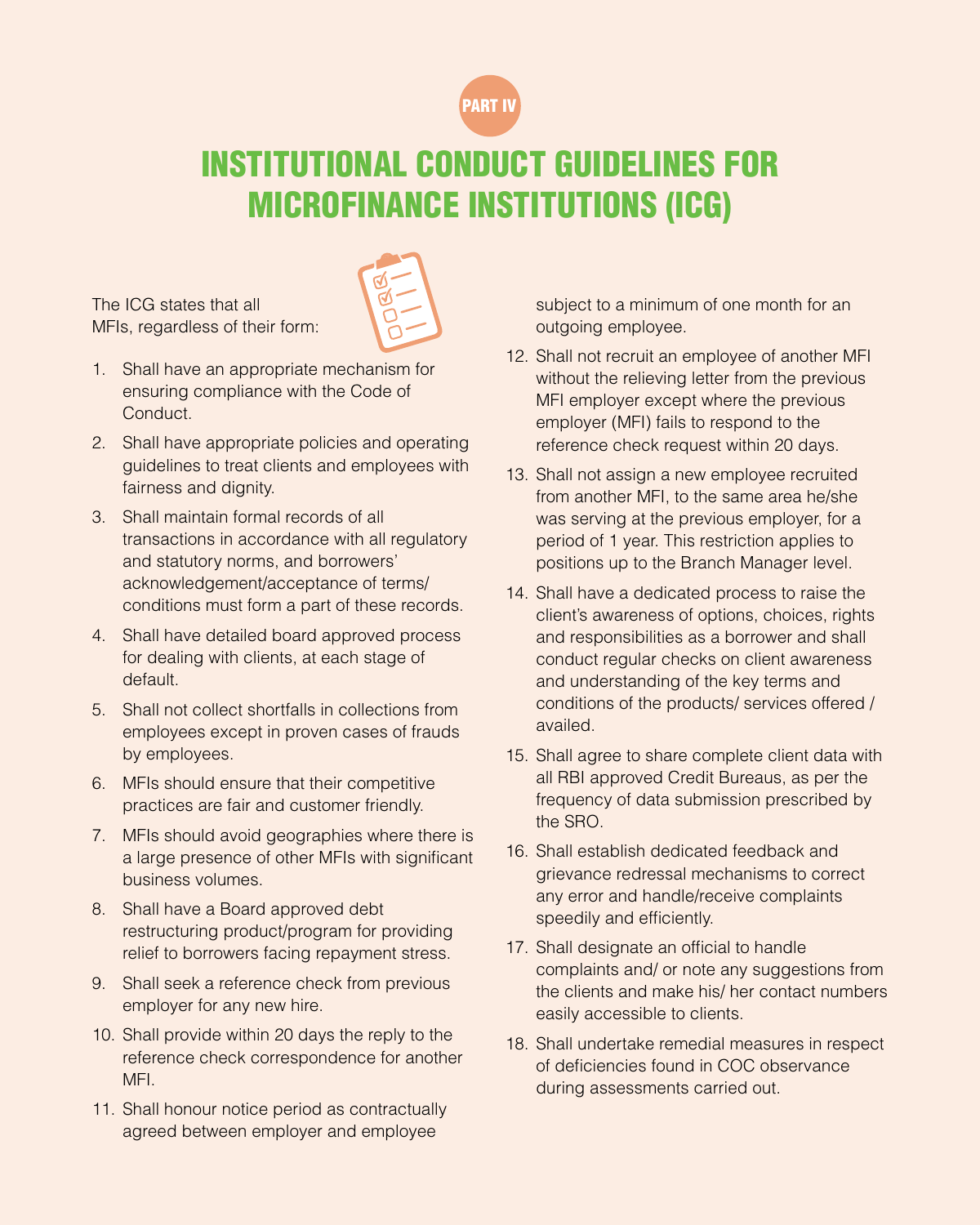PART IV

# INSTITUTIONAL CONDUCT GUIDELINES FOR MICROFINANCE INSTITUTIONS (ICG)

The ICG states that all MFIs, regardless of their form:

1. Shall have an appropriate mechanism for ensuring compliance with the Code of Conduct.
2. Shall have appropriate policies and operating guidelines to treat clients and employees with fairness and dignity.
3. Shall maintain formal records of all transactions in accordance with all regulatory and statutory norms, and borrowers' acknowledgement/acceptance of terms/ conditions must form a part of these records.
4. Shall have detailed board approved process for dealing with clients, at each stage of default.
5. Shall not collect shortfalls in collections from employees except in proven cases of frauds by employees.
6. MFIs should ensure that their competitive practices are fair and customer friendly.
7. MFIs should avoid geographies where there is a large presence of other MFIs with significant business volumes.
8. Shall have a Board approved debt restructuring product/program for providing relief to borrowers facing repayment stress.
9. Shall seek a reference check from previous employer for any new hire.
10. Shall provide within 20 days the reply to the reference check correspondence for another MFI.
11. Shall honour notice period as contractually agreed between employer and employee subject to a minimum of one month for an outgoing employee.
12. Shall not recruit an employee of another MFI without the relieving letter from the previous MFI employer except where the previous employer (MFI) fails to respond to the reference check request within 20 days.
13. Shall not assign a new employee recruited from another MFI, to the same area he/she was serving at the previous employer, for a period of 1 year. This restriction applies to positions up to the Branch Manager level.
14. Shall have a dedicated process to raise the client's awareness of options, choices, rights and responsibilities as a borrower and shall conduct regular checks on client awareness and understanding of the key terms and conditions of the products/ services offered / availed.
15. Shall agree to share complete client data with all RBI approved Credit Bureaus, as per the frequency of data submission prescribed by the SRO.
16. Shall establish dedicated feedback and grievance redressal mechanisms to correct any error and handle/receive complaints speedily and efficiently.
17. Shall designate an official to handle complaints and/ or note any suggestions from the clients and make his/ her contact numbers easily accessible to clients.
18. Shall undertake remedial measures in respect of deficiencies found in COC observance during assessments carried out.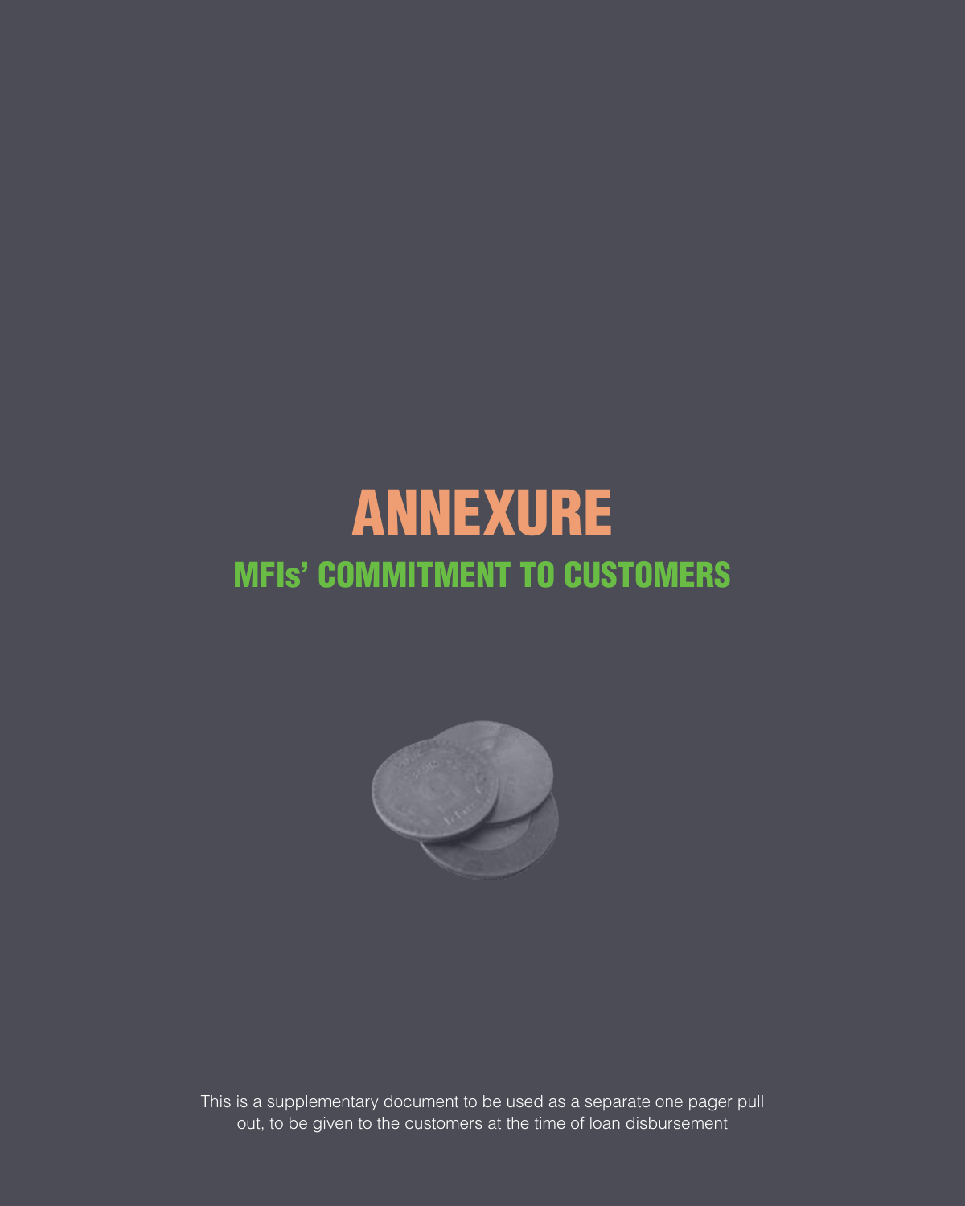# ANNEXURE

## MFIs' COMMITMENT TO CUSTOMERS

This is a supplementary document to be used as a separate one pager pull out, to be given to the customers at the time of loan disbursement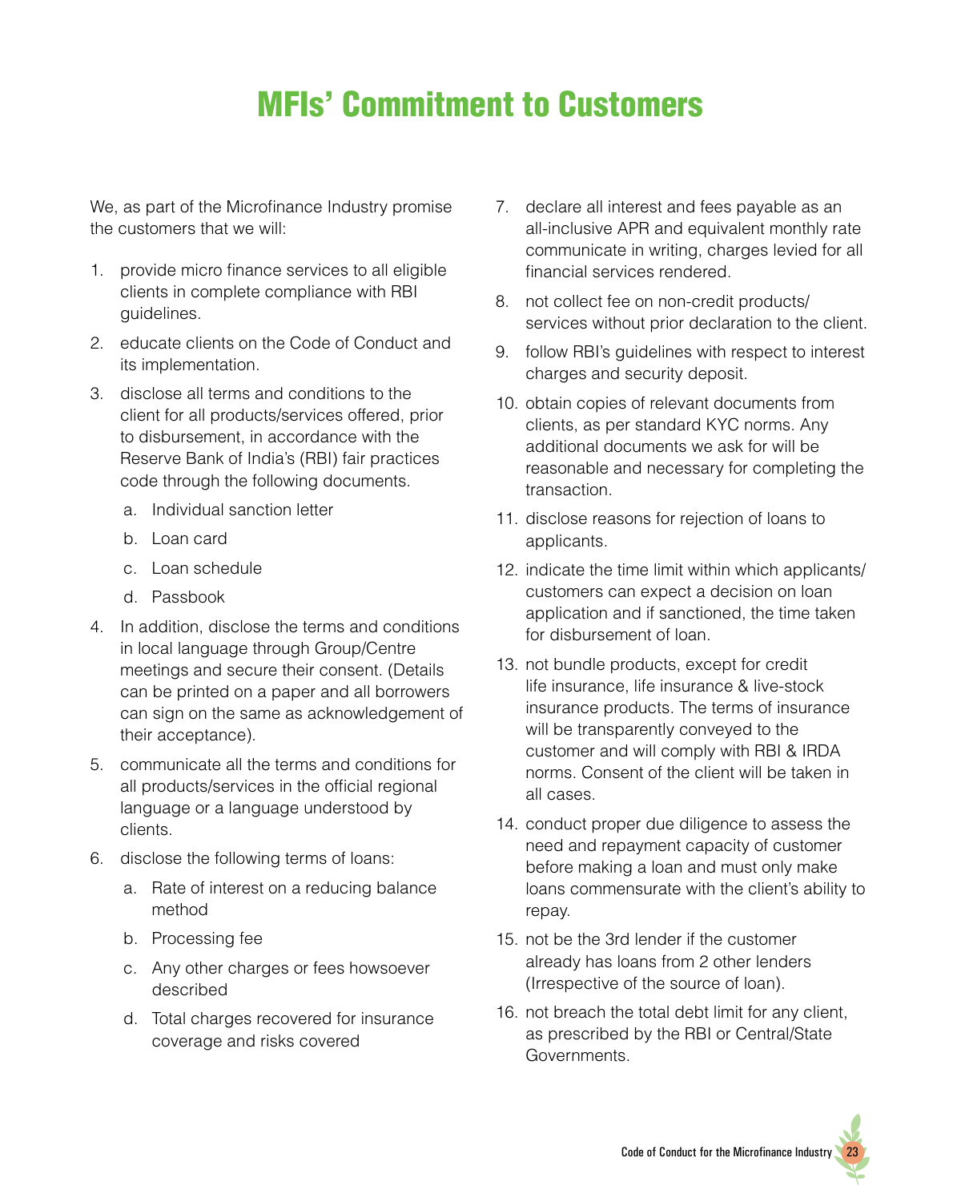# MFIs' Commitment to Customers

We, as part of the Microfinance Industry promise the customers that we will:

1. provide micro finance services to all eligible clients in complete compliance with RBI guidelines.
2. educate clients on the Code of Conduct and its implementation.
3. disclose all terms and conditions to the client for all products/services offered, prior to disbursement, in accordance with the Reserve Bank of India's (RBI) fair practices code through the following documents.
   a. Individual sanction letter
   b. Loan card
   c. Loan schedule
   d. Passbook
4. In addition, disclose the terms and conditions in local language through Group/Centre meetings and secure their consent. (Details can be printed on a paper and all borrowers can sign on the same as acknowledgement of their acceptance).
5. communicate all the terms and conditions for all products/services in the official regional language or a language understood by clients.
6. disclose the following terms of loans:
   a. Rate of interest on a reducing balance method
   b. Processing fee
   c. Any other charges or fees howsoever described
   d. Total charges recovered for insurance coverage and risks covered
7. declare all interest and fees payable as an all-inclusive APR and equivalent monthly rate communicate in writing, charges levied for all financial services rendered.
8. not collect fee on non-credit products/ services without prior declaration to the client.
9. follow RBI's guidelines with respect to interest charges and security deposit.
10. obtain copies of relevant documents from clients, as per standard KYC norms. Any additional documents we ask for will be reasonable and necessary for completing the transaction.
11. disclose reasons for rejection of loans to applicants.
12. indicate the time limit within which applicants/ customers can expect a decision on loan application and if sanctioned, the time taken for disbursement of loan.
13. not bundle products, except for credit life insurance, life insurance & live-stock insurance products. The terms of insurance will be transparently conveyed to the customer and will comply with RBI & IRDA norms. Consent of the client will be taken in all cases.
14. conduct proper due diligence to assess the need and repayment capacity of customer before making a loan and must only make loans commensurate with the client's ability to repay.
15. not be the 3rd lender if the customer already has loans from 2 other lenders (Irrespective of the source of loan).
16. not breach the total debt limit for any client, as prescribed by the RBI or Central/State Governments.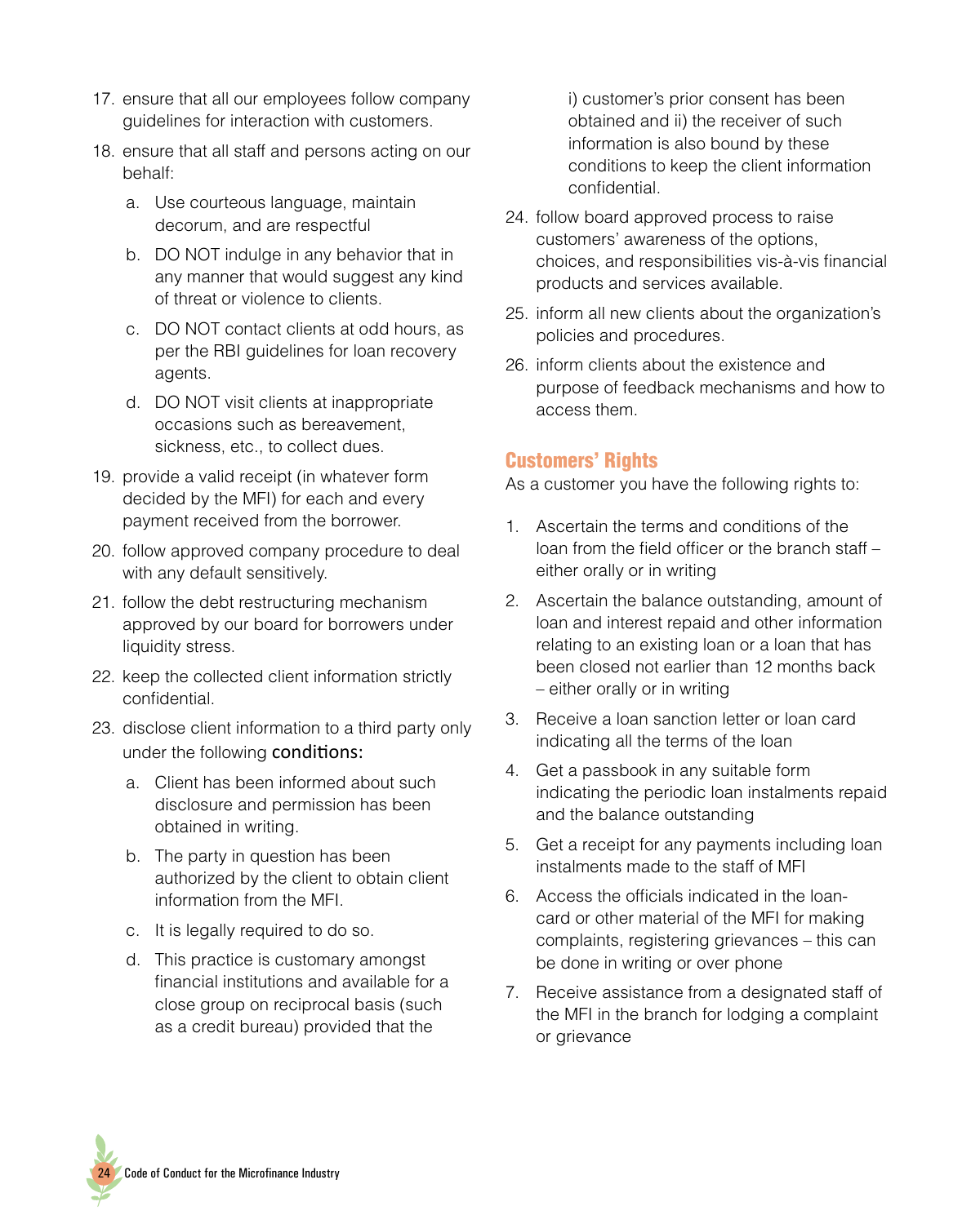17. ensure that all our employees follow company guidelines for interaction with customers.
18. ensure that all staff and persons acting on our behalf:
    a. Use courteous language, maintain decorum, and are respectful
    b. DO NOT indulge in any behavior that in any manner that would suggest any kind of threat or violence to clients.
    c. DO NOT contact clients at odd hours, as per the RBI guidelines for loan recovery agents.
    d. DO NOT visit clients at inappropriate occasions such as bereavement, sickness, etc., to collect dues.
19. provide a valid receipt (in whatever form decided by the MFI) for each and every payment received from the borrower.
20. follow approved company procedure to deal with any default sensitively.
21. follow the debt restructuring mechanism approved by our board for borrowers under liquidity stress.
22. keep the collected client information strictly confidential.
23. disclose client information to a third party only under the following conditions:
    a. Client has been informed about such disclosure and permission has been obtained in writing.
    b. The party in question has been authorized by the client to obtain client information from the MFI.
    c. It is legally required to do so.
    d. This practice is customary amongst financial institutions and available for a close group on reciprocal basis (such as a credit bureau) provided that the i) customer's prior consent has been obtained and ii) the receiver of such information is also bound by these conditions to keep the client information confidential.
24. follow board approved process to raise customers' awareness of the options, choices, and responsibilities vis-à-vis financial products and services available.
25. inform all new clients about the organization's policies and procedures.
26. inform clients about the existence and purpose of feedback mechanisms and how to access them.

## Customers' Rights

As a customer you have the following rights to:

1. Ascertain the terms and conditions of the loan from the field officer or the branch staff – either orally or in writing
2. Ascertain the balance outstanding, amount of loan and interest repaid and other information relating to an existing loan or a loan that has been closed not earlier than 12 months back – either orally or in writing
3. Receive a loan sanction letter or loan card indicating all the terms of the loan
4. Get a passbook in any suitable form indicating the periodic loan instalments repaid and the balance outstanding
5. Get a receipt for any payments including loan instalments made to the staff of MFI
6. Access the officials indicated in the loan-card or other material of the MFI for making complaints, registering grievances – this can be done in writing or over phone
7. Receive assistance from a designated staff of the MFI in the branch for lodging a complaint or grievance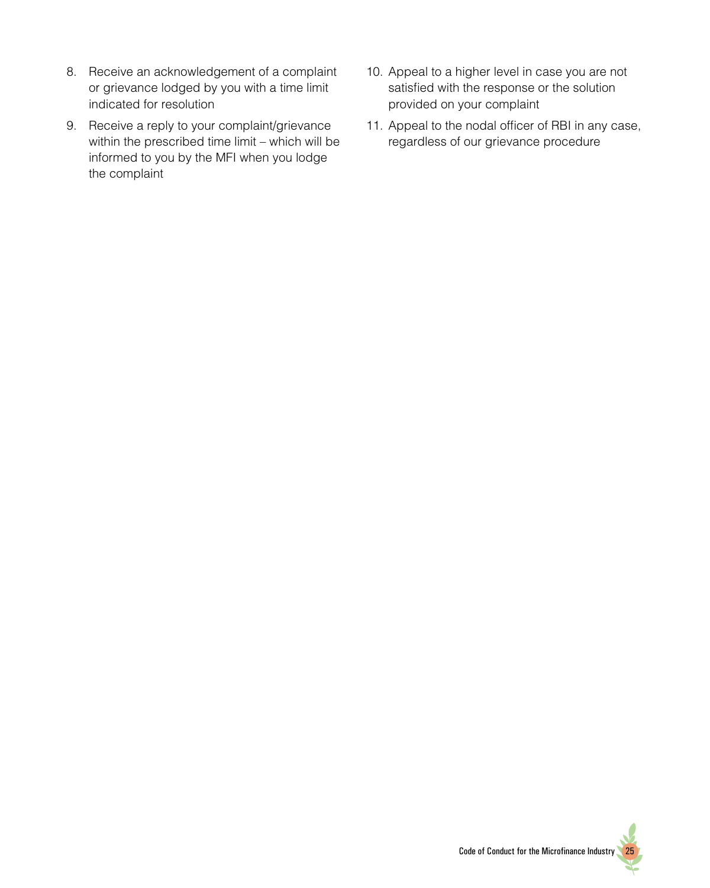8. Receive an acknowledgement of a complaint or grievance lodged by you with a time limit indicated for resolution
9. Receive a reply to your complaint/grievance within the prescribed time limit – which will be informed to you by the MFI when you lodge the complaint
10. Appeal to a higher level in case you are not satisfied with the response or the solution provided on your complaint
11. Appeal to the nodal officer of RBI in any case, regardless of our grievance procedure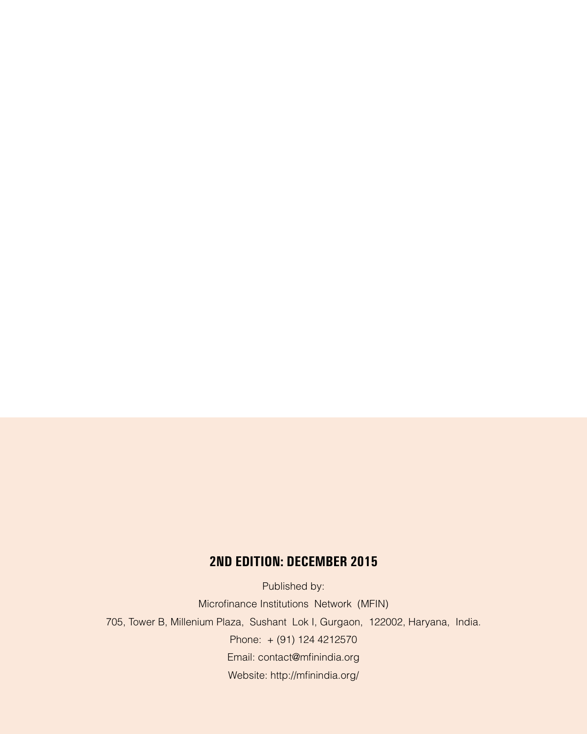**2ND EDITION: DECEMBER 2015**

Published by:

Microfinance Institutions Network (MFIN)

705, Tower B, Millenium Plaza, Sushant Lok I, Gurgaon, 122002, Haryana, India.

Phone: + (91) 124 4212570

Email: contact@mfinindia.org

Website: http://mfinindia.org/